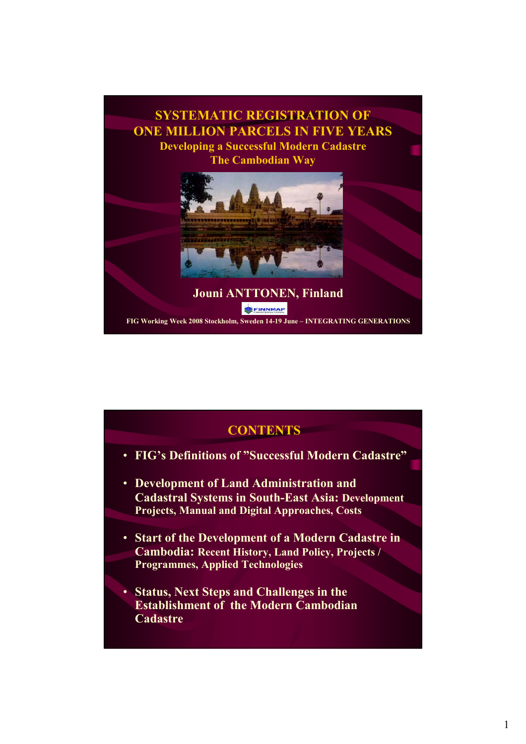# SYSTEMATIC REGISTRATION OF ONE MILLION PARCELS IN FIVE YEARS

## Developing a Successful Modern Cadastre The Cambodian Way

**Jouni ANTTONEN, Finland**

FINNMAP

FIG Working Week 2008 Stockholm, Sweden 14-19 June – INTEGRATING GENERATIONS

# CONTENTS

- **FIG's Definitions of "Successful Modern Cadastre"**
- **Development of Land Administration and Cadastral Systems in South-East Asia:** Development Projects, Manual and Digital Approaches, Costs
- **Start of the Development of a Modern Cadastre in Cambodia:** Recent History, Land Policy, Projects / Programmes, Applied Technologies
- **Status, Next Steps and Challenges in the Establishment of the Modern Cambodian Cadastre**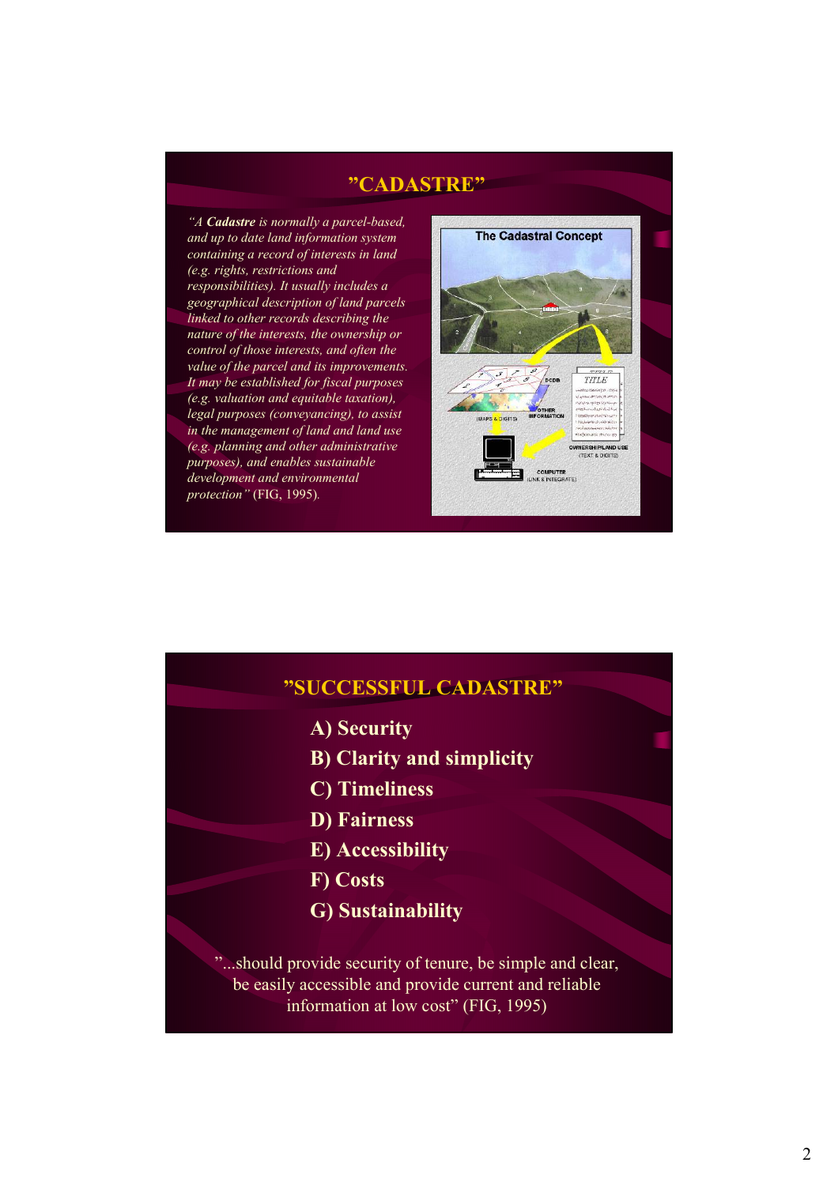## "CADASTRE"

*"A **Cadastre** is normally a parcel-based, and up to date land information system containing a record of interests in land (e.g. rights, restrictions and responsibilities). It usually includes a geographical description of land parcels linked to other records describing the nature of the interests, the ownership or control of those interests, and often the value of the parcel and its improvements. It may be established for fiscal purposes (e.g. valuation and equitable taxation), legal purposes (conveyancing), to assist in the management of land and land use (e.g. planning and other administrative purposes), and enables sustainable development and environmental protection"* (FIG, 1995).

## "SUCCESSFUL CADASTRE"

**A) Security**

**B) Clarity and simplicity**

**C) Timeliness**

**D) Fairness**

**E) Accessibility**

**F) Costs**

**G) Sustainability**

"...should provide security of tenure, be simple and clear, be easily accessible and provide current and reliable information at low cost" (FIG, 1995)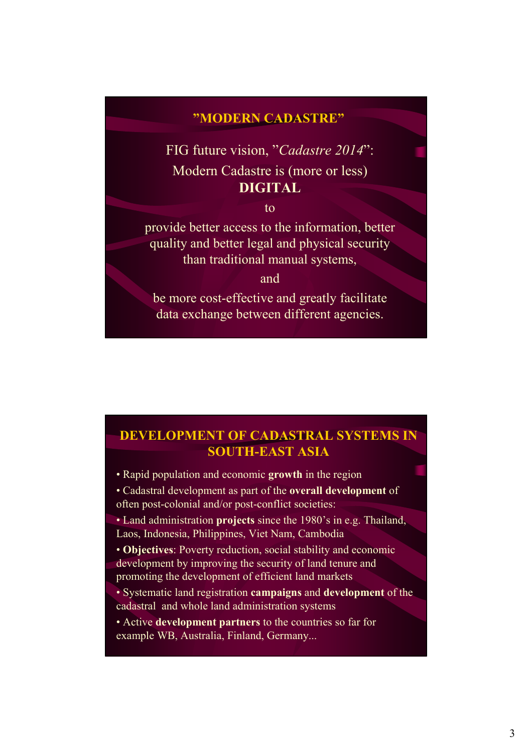## ”MODERN CADASTRE”

FIG future vision, ”*Cadastre 2014*”:

Modern Cadastre is (more or less) **DIGITAL**

to

provide better access to the information, better quality and better legal and physical security than traditional manual systems,

and

be more cost-effective and greatly facilitate data exchange between different agencies.

## DEVELOPMENT OF CADASTRAL SYSTEMS IN SOUTH-EAST ASIA

- Rapid population and economic **growth** in the region
- Cadastral development as part of the **overall development** of often post-colonial and/or post-conflict societies:
- Land administration **projects** since the 1980’s in e.g. Thailand, Laos, Indonesia, Philippines, Viet Nam, Cambodia
- **Objectives**: Poverty reduction, social stability and economic development by improving the security of land tenure and promoting the development of efficient land markets
- Systematic land registration **campaigns** and **development** of the cadastral and whole land administration systems
- Active **development partners** to the countries so far for example WB, Australia, Finland, Germany...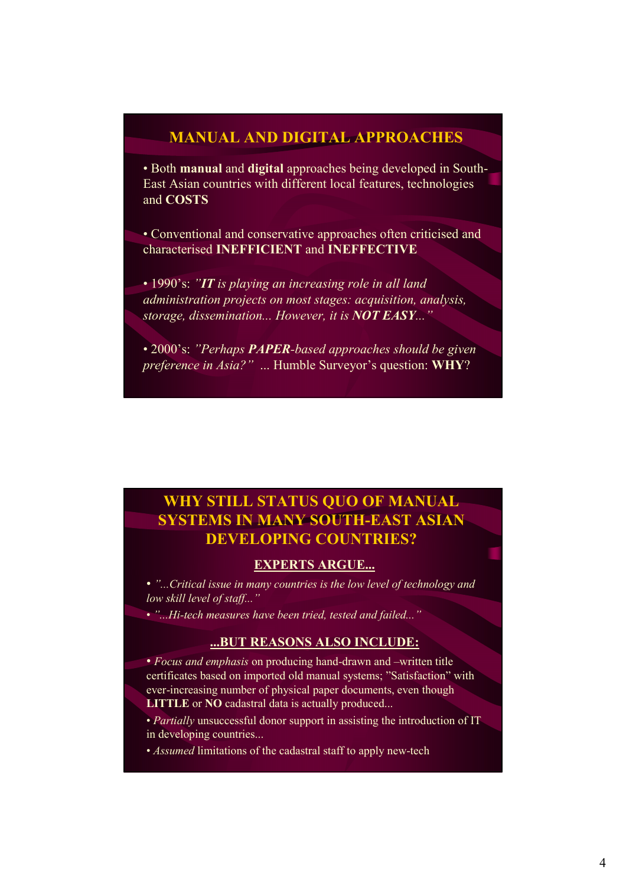## MANUAL AND DIGITAL APPROACHES

• Both **manual** and **digital** approaches being developed in South-East Asian countries with different local features, technologies and **COSTS**

• Conventional and conservative approaches often criticised and characterised **INEFFICIENT** and **INEFFECTIVE**

• 1990's: *"**IT** is playing an increasing role in all land administration projects on most stages: acquisition, analysis, storage, dissemination... However, it is **NOT EASY**..."*

• 2000's: *"Perhaps **PAPER**-based approaches should be given preference in Asia?"* ... Humble Surveyor's question: **WHY**?

## WHY STILL STATUS QUO OF MANUAL SYSTEMS IN MANY SOUTH-EAST ASIAN DEVELOPING COUNTRIES?

### EXPERTS ARGUE...

• *"...Critical issue in many countries is the low level of technology and low skill level of staff..."*

• *"...Hi-tech measures have been tried, tested and failed..."*

### ...BUT REASONS ALSO INCLUDE:

• *Focus and emphasis* on producing hand-drawn and –written title certificates based on imported old manual systems; "Satisfaction" with ever-increasing number of physical paper documents, even though **LITTLE** or **NO** cadastral data is actually produced...

• *Partially* unsuccessful donor support in assisting the introduction of IT in developing countries...

• *Assumed* limitations of the cadastral staff to apply new-tech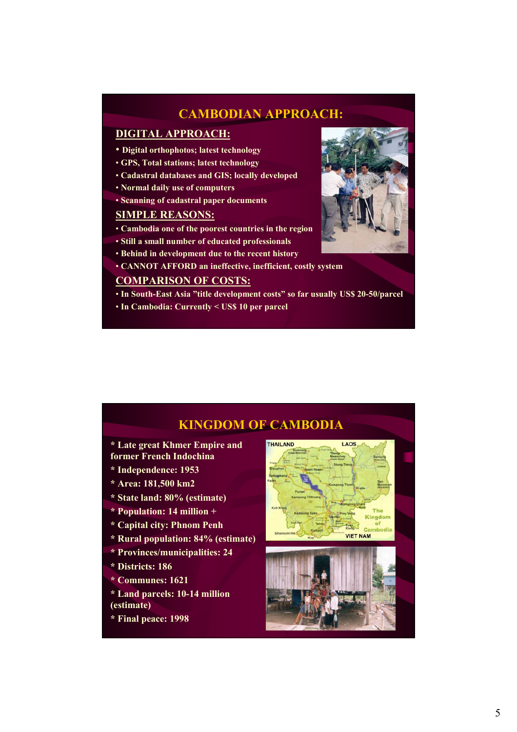## CAMBODIAN APPROACH:

### DIGITAL APPROACH:

- Digital orthophotos; latest technology
- GPS, Total stations; latest technology
- Cadastral databases and GIS; locally developed
- Normal daily use of computers
- Scanning of cadastral paper documents

### SIMPLE REASONS:

- Cambodia one of the poorest countries in the region
- Still a small number of educated professionals
- Behind in development due to the recent history
- CANNOT AFFORD an ineffective, inefficient, costly system

### COMPARISON OF COSTS:

- In South-East Asia ”title development costs” so far usually US$ 20-50/parcel
- In Cambodia: Currently < US$ 10 per parcel

## KINGDOM OF CAMBODIA

* Late great Khmer Empire and former French Indochina
* Independence: 1953
* Area: 181,500 km2
* State land: 80% (estimate)
* Population: 14 million +
* Capital city: Phnom Penh
* Rural population: 84% (estimate)
* Provinces/municipalities: 24
* Districts: 186
* Communes: 1621
* Land parcels: 10-14 million (estimate)
* Final peace: 1998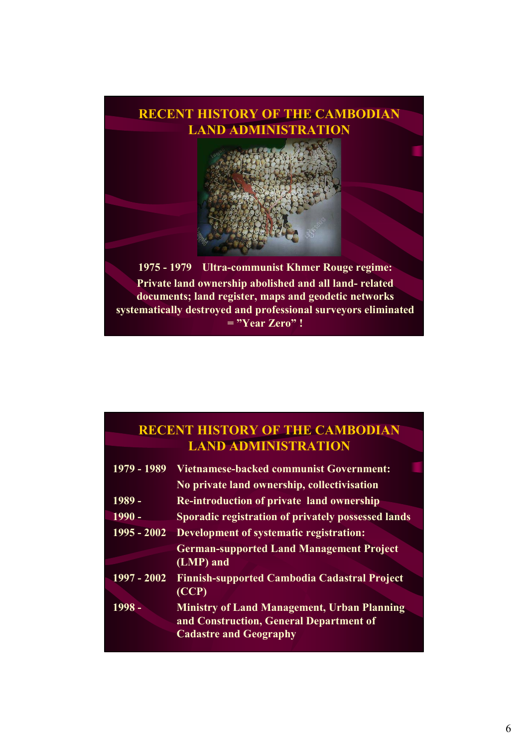## RECENT HISTORY OF THE CAMBODIAN LAND ADMINISTRATION

**1975 - 1979 Ultra-communist Khmer Rouge regime: Private land ownership abolished and all land- related documents; land register, maps and geodetic networks systematically destroyed and professional surveyors eliminated = "Year Zero" !**

## RECENT HISTORY OF THE CAMBODIAN LAND ADMINISTRATION

| | |
|---|---|
| **1979 - 1989** | **Vietnamese-backed communist Government: No private land ownership, collectivisation** |
| **1989 -** | **Re-introduction of private land ownership** |
| **1990 -** | **Sporadic registration of privately possessed lands** |
| **1995 - 2002** | **Development of systematic registration: German-supported Land Management Project (LMP) and** |
| **1997 - 2002** | **Finnish-supported Cambodia Cadastral Project (CCP)** |
| **1998 -** | **Ministry of Land Management, Urban Planning and Construction, General Department of Cadastre and Geography** |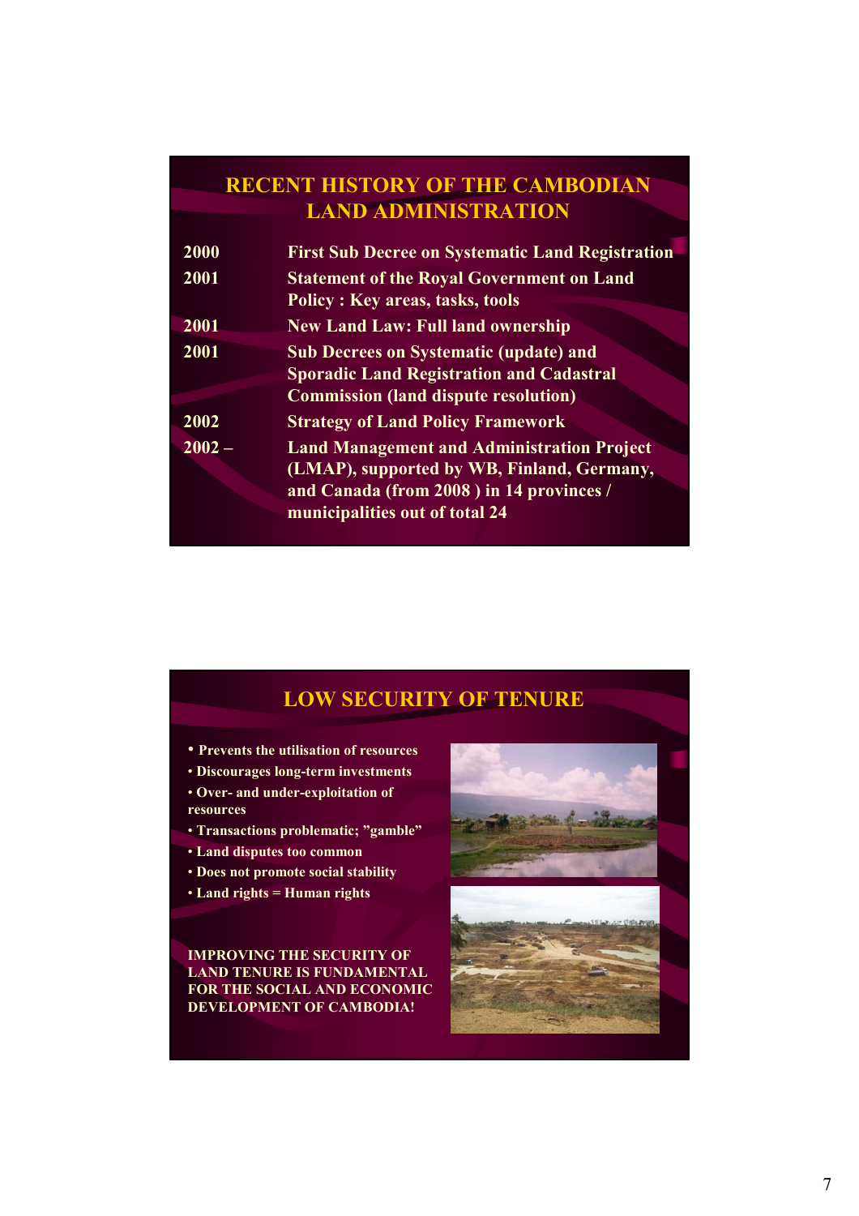## RECENT HISTORY OF THE CAMBODIAN LAND ADMINISTRATION

| | |
|---|---|
| 2000 | First Sub Decree on Systematic Land Registration |
| 2001 | Statement of the Royal Government on Land Policy : Key areas, tasks, tools |
| 2001 | New Land Law: Full land ownership |
| 2001 | Sub Decrees on Systematic (update) and Sporadic Land Registration and Cadastral Commission (land dispute resolution) |
| 2002 | Strategy of Land Policy Framework |
| 2002 – | Land Management and Administration Project (LMAP), supported by WB, Finland, Germany, and Canada (from 2008 ) in 14 provinces / municipalities out of total 24 |

## LOW SECURITY OF TENURE

- Prevents the utilisation of resources
- Discourages long-term investments
- Over- and under-exploitation of resources
- Transactions problematic; "gamble"
- Land disputes too common
- Does not promote social stability
- Land rights = Human rights

**IMPROVING THE SECURITY OF LAND TENURE IS FUNDAMENTAL FOR THE SOCIAL AND ECONOMIC DEVELOPMENT OF CAMBODIA!**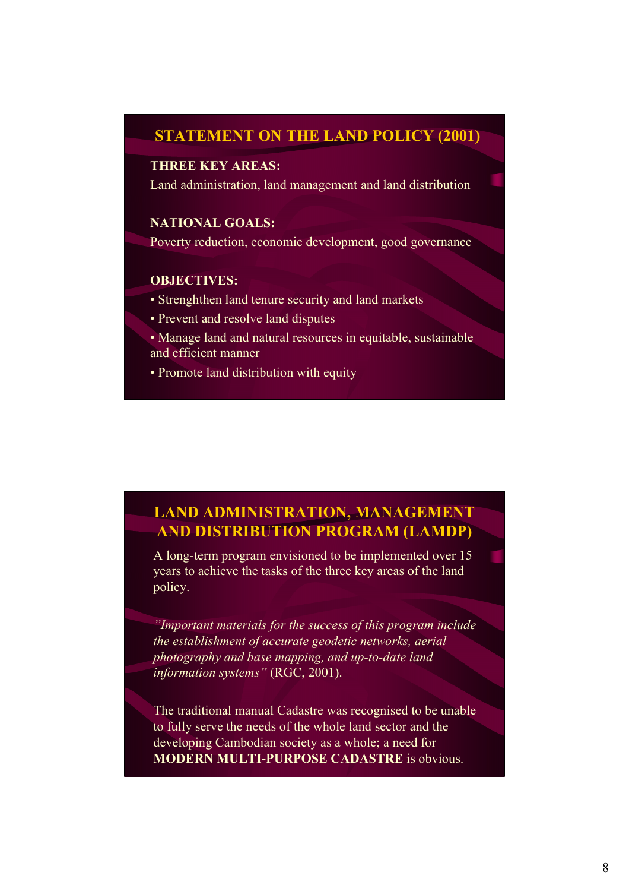## STATEMENT ON THE LAND POLICY (2001)

**THREE KEY AREAS:**

Land administration, land management and land distribution

**NATIONAL GOALS:**

Poverty reduction, economic development, good governance

**OBJECTIVES:**

- Strenghthen land tenure security and land markets
- Prevent and resolve land disputes
- Manage land and natural resources in equitable, sustainable and efficient manner
- Promote land distribution with equity

## LAND ADMINISTRATION, MANAGEMENT AND DISTRIBUTION PROGRAM (LAMDP)

A long-term program envisioned to be implemented over 15 years to achieve the tasks of the three key areas of the land policy.

*"Important materials for the success of this program include the establishment of accurate geodetic networks, aerial photography and base mapping, and up-to-date land information systems"* (RGC, 2001).

The traditional manual Cadastre was recognised to be unable to fully serve the needs of the whole land sector and the developing Cambodian society as a whole; a need for **MODERN MULTI-PURPOSE CADASTRE** is obvious.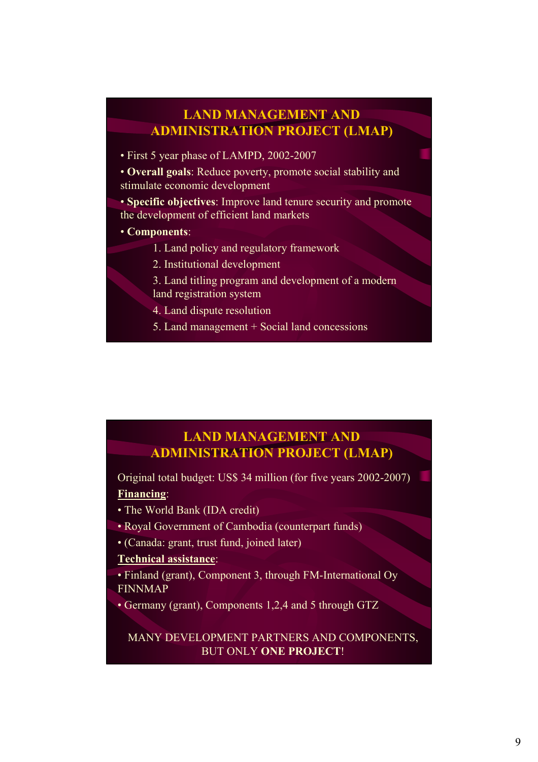## LAND MANAGEMENT AND ADMINISTRATION PROJECT (LMAP)

- First 5 year phase of LAMPD, 2002-2007
- **Overall goals**: Reduce poverty, promote social stability and stimulate economic development
- **Specific objectives**: Improve land tenure security and promote the development of efficient land markets
- **Components**:
  1. Land policy and regulatory framework
  2. Institutional development
  3. Land titling program and development of a modern land registration system
  4. Land dispute resolution
  5. Land management + Social land concessions

## LAND MANAGEMENT AND ADMINISTRATION PROJECT (LMAP)

Original total budget: US$ 34 million (for five years 2002-2007)

**Financing**:

- The World Bank (IDA credit)
- Royal Government of Cambodia (counterpart funds)
- (Canada: grant, trust fund, joined later)

**Technical assistance**:

- Finland (grant), Component 3, through FM-International Oy FINNMAP
- Germany (grant), Components 1,2,4 and 5 through GTZ

MANY DEVELOPMENT PARTNERS AND COMPONENTS, BUT ONLY **ONE PROJECT**!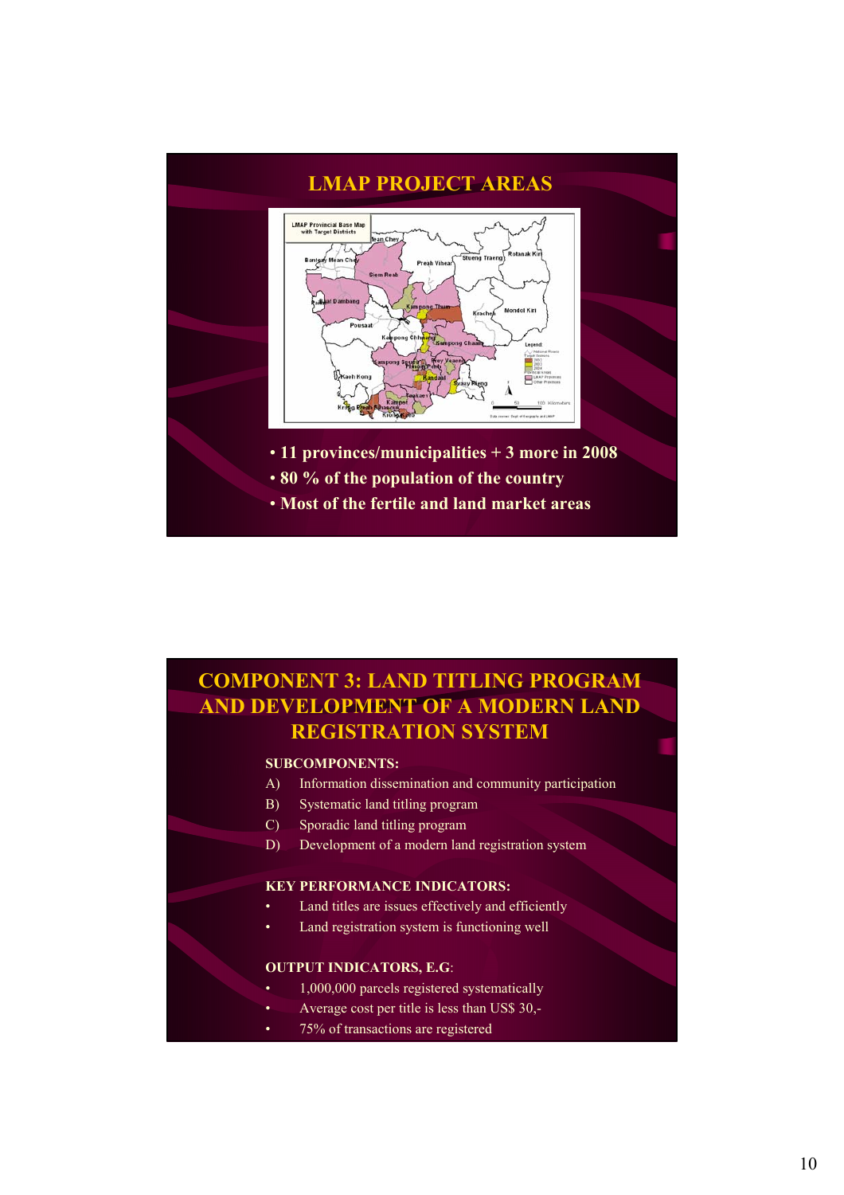## LMAP PROJECT AREAS

- 11 provinces/municipalities + 3 more in 2008
- 80 % of the population of the country
- Most of the fertile and land market areas

## COMPONENT 3: LAND TITLING PROGRAM AND DEVELOPMENT OF A MODERN LAND REGISTRATION SYSTEM

**SUBCOMPONENTS:**

A) Information dissemination and community participation
B) Systematic land titling program
C) Sporadic land titling program
D) Development of a modern land registration system

**KEY PERFORMANCE INDICATORS:**

- Land titles are issues effectively and efficiently
- Land registration system is functioning well

**OUTPUT INDICATORS, E.G:**

- 1,000,000 parcels registered systematically
- Average cost per title is less than US$ 30,-
- 75% of transactions are registered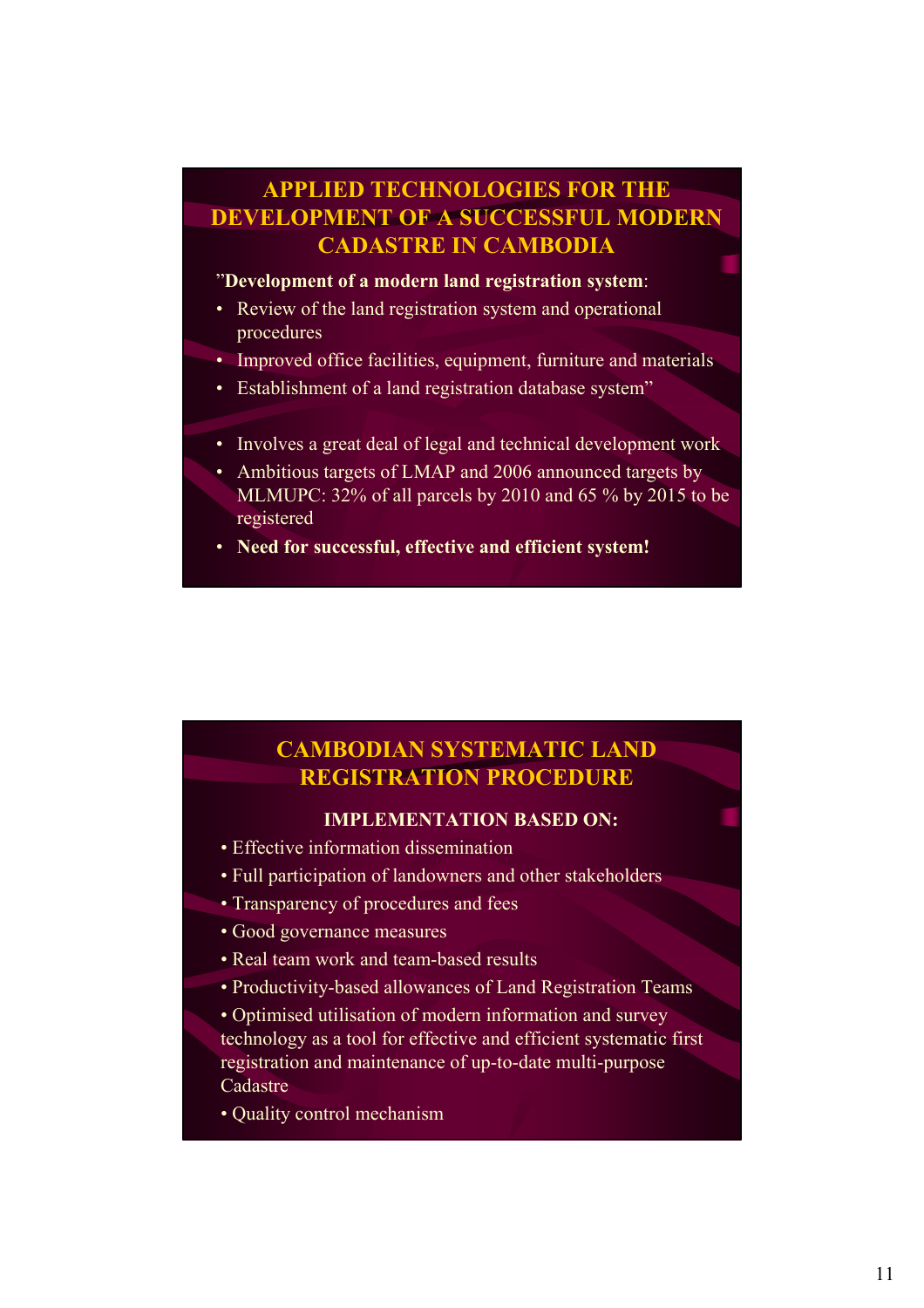## APPLIED TECHNOLOGIES FOR THE DEVELOPMENT OF A SUCCESSFUL MODERN CADASTRE IN CAMBODIA

”**Development of a modern land registration system**:

- Review of the land registration system and operational procedures
- Improved office facilities, equipment, furniture and materials
- Establishment of a land registration database system”

- Involves a great deal of legal and technical development work
- Ambitious targets of LMAP and 2006 announced targets by MLMUPC: 32% of all parcels by 2010 and 65 % by 2015 to be registered
- **Need for successful, effective and efficient system!**

## CAMBODIAN SYSTEMATIC LAND REGISTRATION PROCEDURE

**IMPLEMENTATION BASED ON:**

- Effective information dissemination
- Full participation of landowners and other stakeholders
- Transparency of procedures and fees
- Good governance measures
- Real team work and team-based results
- Productivity-based allowances of Land Registration Teams
- Optimised utilisation of modern information and survey technology as a tool for effective and efficient systematic first registration and maintenance of up-to-date multi-purpose Cadastre
- Quality control mechanism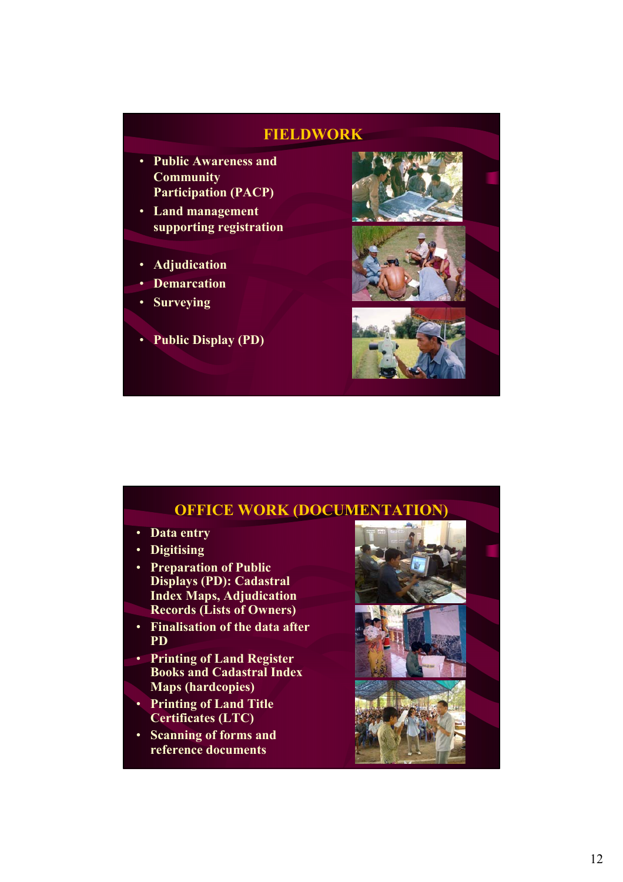## FIELDWORK

- Public Awareness and Community Participation (PACP)
- Land management supporting registration
- Adjudication
- Demarcation
- Surveying
- Public Display (PD)

## OFFICE WORK (DOCUMENTATION)

- Data entry
- Digitising
- Preparation of Public Displays (PD): Cadastral Index Maps, Adjudication Records (Lists of Owners)
- Finalisation of the data after PD
- Printing of Land Register Books and Cadastral Index Maps (hardcopies)
- Printing of Land Title Certificates (LTC)
- Scanning of forms and reference documents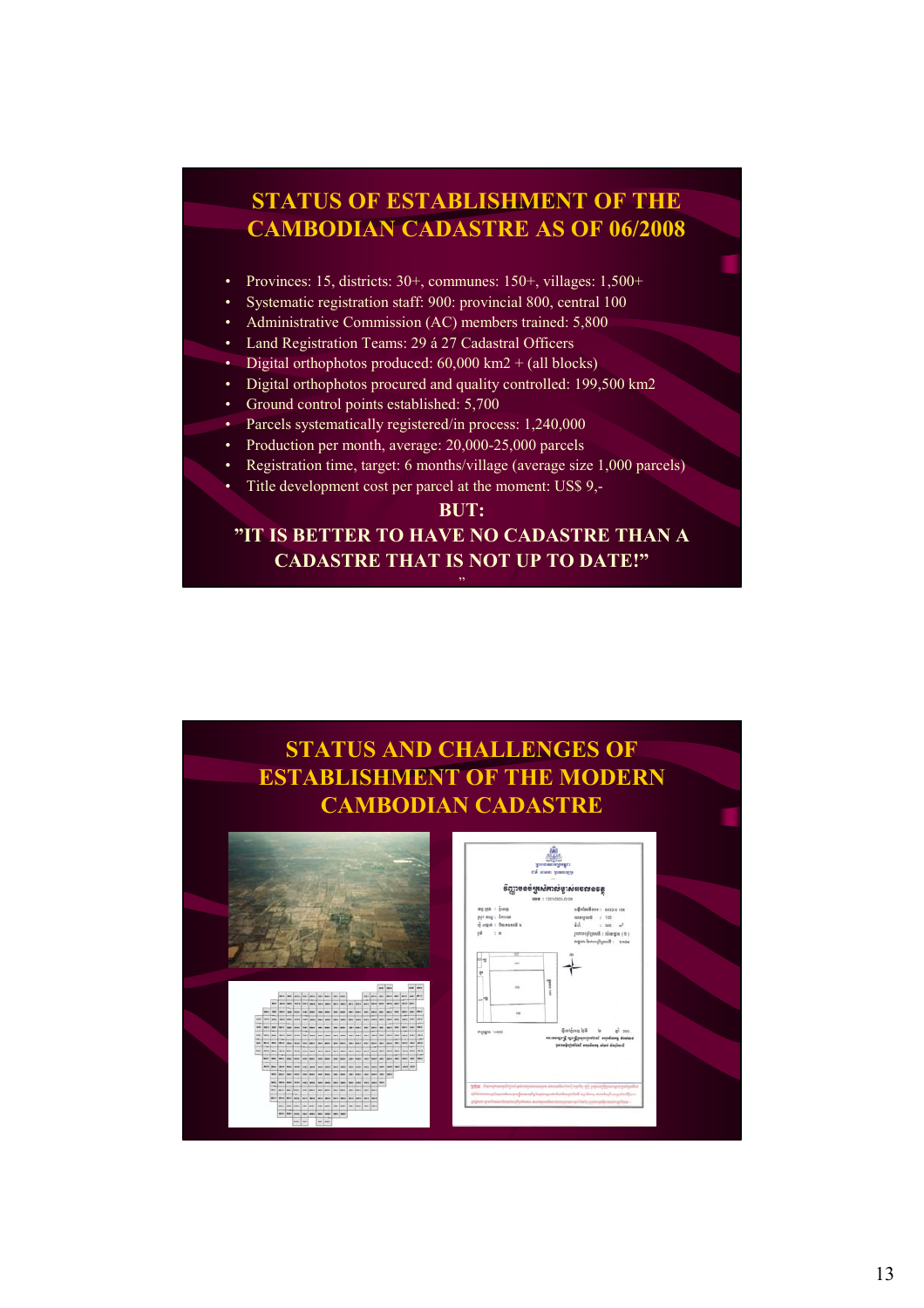## STATUS OF ESTABLISHMENT OF THE CAMBODIAN CADASTRE AS OF 06/2008

- Provinces: 15, districts: 30+, communes: 150+, villages: 1,500+
- Systematic registration staff: 900: provincial 800, central 100
- Administrative Commission (AC) members trained: 5,800
- Land Registration Teams: 29 á 27 Cadastral Officers
- Digital orthophotos produced: 60,000 km2 + (all blocks)
- Digital orthophotos procured and quality controlled: 199,500 km2
- Ground control points established: 5,700
- Parcels systematically registered/in process: 1,240,000
- Production per month, average: 20,000-25,000 parcels
- Registration time, target: 6 months/village (average size 1,000 parcels)
- Title development cost per parcel at the moment: US$ 9,-

**BUT:**

**"IT IS BETTER TO HAVE NO CADASTRE THAN A CADASTRE THAT IS NOT UP TO DATE!"**

## STATUS AND CHALLENGES OF ESTABLISHMENT OF THE MODERN CAMBODIAN CADASTRE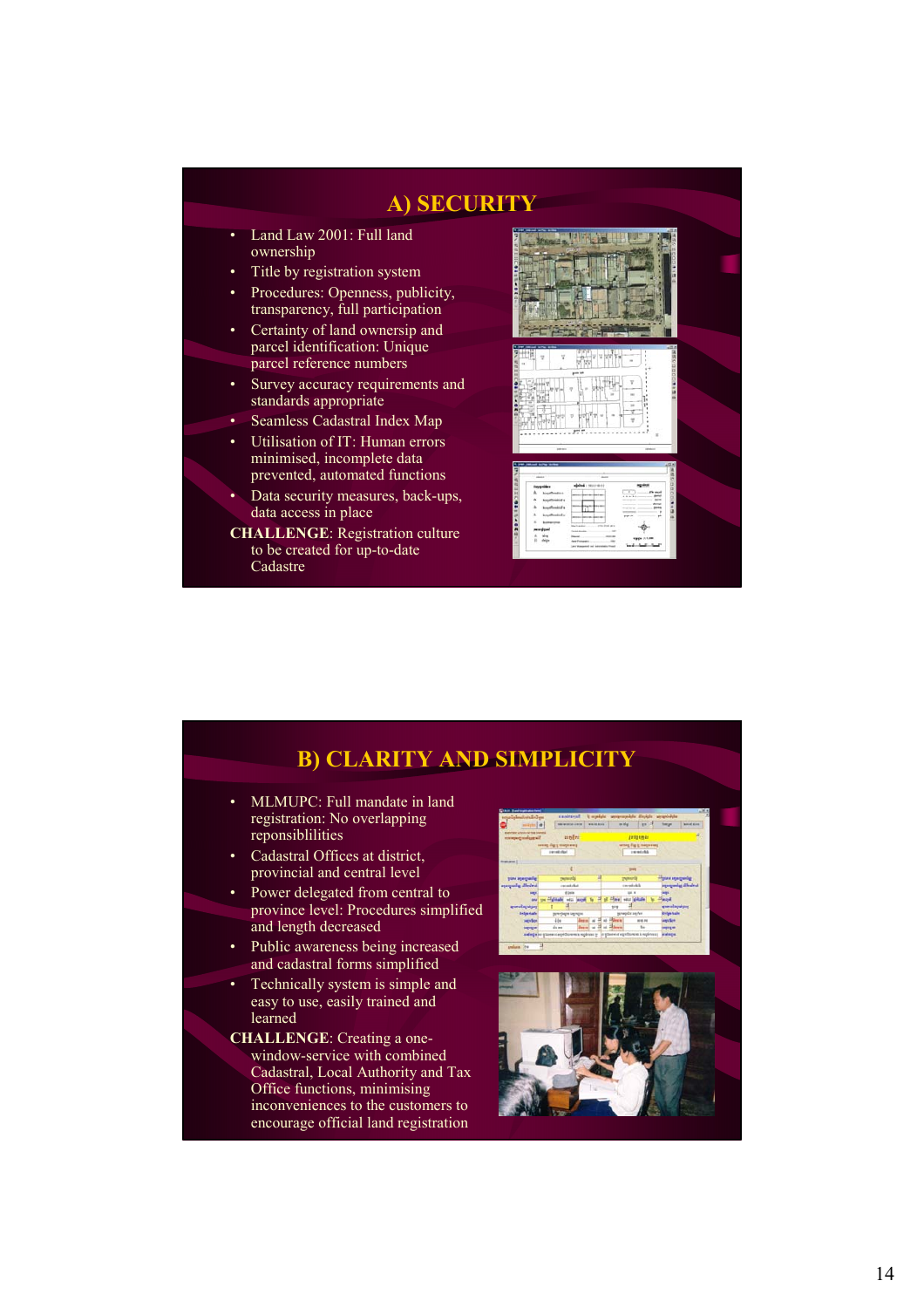## A) SECURITY

- Land Law 2001: Full land ownership
- Title by registration system
- Procedures: Openness, publicity, transparency, full participation
- Certainty of land ownership and parcel identification: Unique parcel reference numbers
- Survey accuracy requirements and standards appropriate
- Seamless Cadastral Index Map
- Utilisation of IT: Human errors minimised, incomplete data prevented, automated functions
- Data security measures, back-ups, data access in place

**CHALLENGE**: Registration culture to be created for up-to-date Cadastre

## B) CLARITY AND SIMPLICITY

- MLMUPC: Full mandate in land registration: No overlapping reponsiblilities
- Cadastral Offices at district, provincial and central level
- Power delegated from central to province level: Procedures simplified and length decreased
- Public awareness being increased and cadastral forms simplified
- Technically system is simple and easy to use, easily trained and learned

**CHALLENGE**: Creating a one-window-service with combined Cadastral, Local Authority and Tax Office functions, minimising inconveniences to the customers to encourage official land registration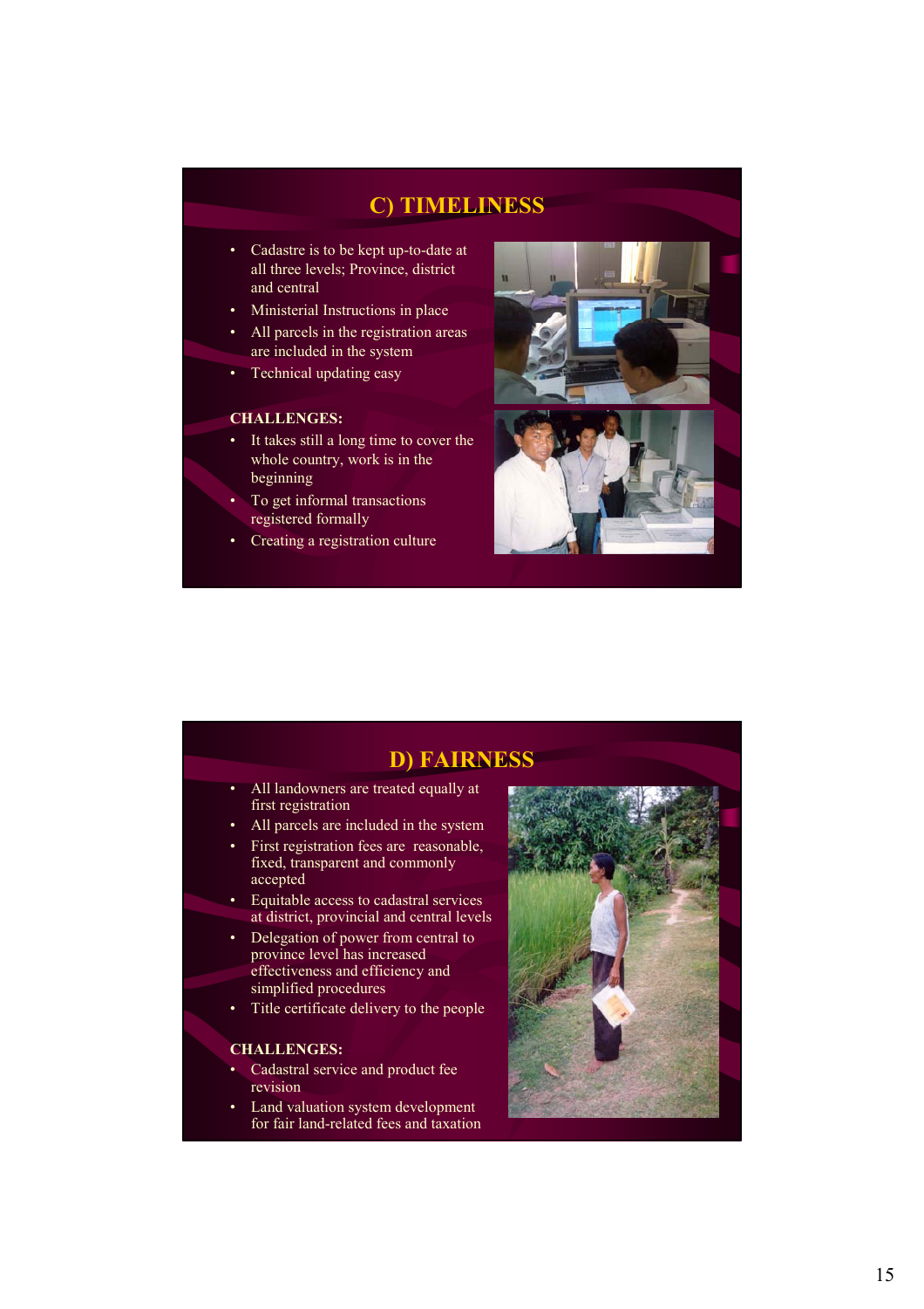## C) TIMELINESS

- Cadastre is to be kept up-to-date at all three levels; Province, district and central
- Ministerial Instructions in place
- All parcels in the registration areas are included in the system
- Technical updating easy

**CHALLENGES:**

- It takes still a long time to cover the whole country, work is in the beginning
- To get informal transactions registered formally
- Creating a registration culture

## D) FAIRNESS

- All landowners are treated equally at first registration
- All parcels are included in the system
- First registration fees are reasonable, fixed, transparent and commonly accepted
- Equitable access to cadastral services at district, provincial and central levels
- Delegation of power from central to province level has increased effectiveness and efficiency and simplified procedures
- Title certificate delivery to the people

**CHALLENGES:**

- Cadastral service and product fee revision
- Land valuation system development for fair land-related fees and taxation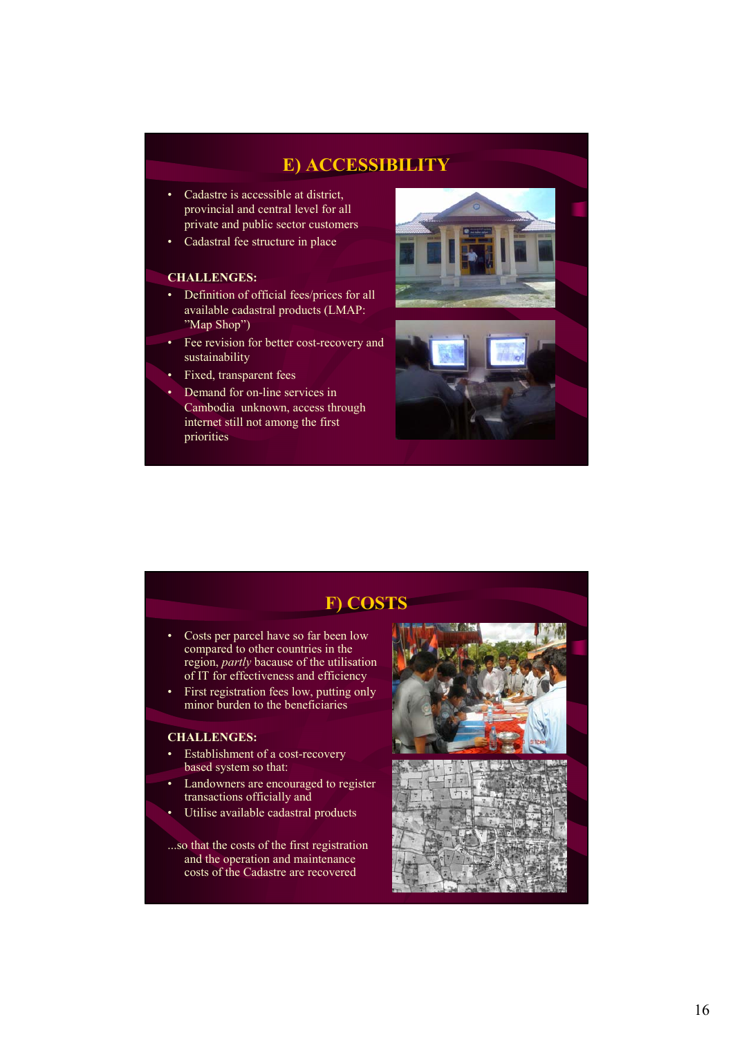## E) ACCESSIBILITY

- Cadastre is accessible at district, provincial and central level for all private and public sector customers
- Cadastral fee structure in place

**CHALLENGES:**

- Definition of official fees/prices for all available cadastral products (LMAP: ”Map Shop”)
- Fee revision for better cost-recovery and sustainability
- Fixed, transparent fees
- Demand for on-line services in Cambodia unknown, access through internet still not among the first priorities

## F) COSTS

- Costs per parcel have so far been low compared to other countries in the region, *partly* bacause of the utilisation of IT for effectiveness and efficiency
- First registration fees low, putting only minor burden to the beneficiaries

**CHALLENGES:**

- Establishment of a cost-recovery based system so that:
- Landowners are encouraged to register transactions officially and
- Utilise available cadastral products

...so that the costs of the first registration and the operation and maintenance costs of the Cadastre are recovered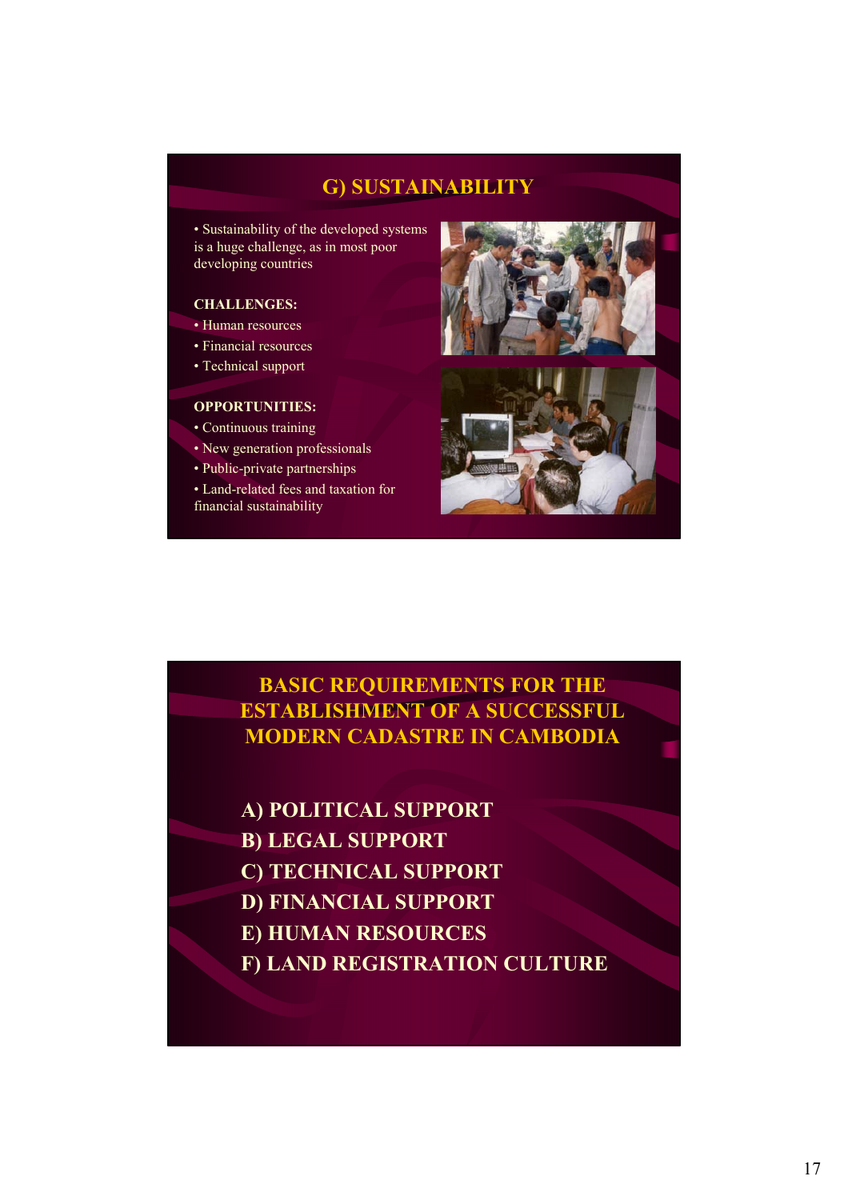## G) SUSTAINABILITY

- Sustainability of the developed systems is a huge challenge, as in most poor developing countries

**CHALLENGES:**

- Human resources
- Financial resources
- Technical support

**OPPORTUNITIES:**

- Continuous training
- New generation professionals
- Public-private partnerships
- Land-related fees and taxation for financial sustainability

## BASIC REQUIREMENTS FOR THE ESTABLISHMENT OF A SUCCESSFUL MODERN CADASTRE IN CAMBODIA

**A) POLITICAL SUPPORT**

**B) LEGAL SUPPORT**

**C) TECHNICAL SUPPORT**

**D) FINANCIAL SUPPORT**

**E) HUMAN RESOURCES**

**F) LAND REGISTRATION CULTURE**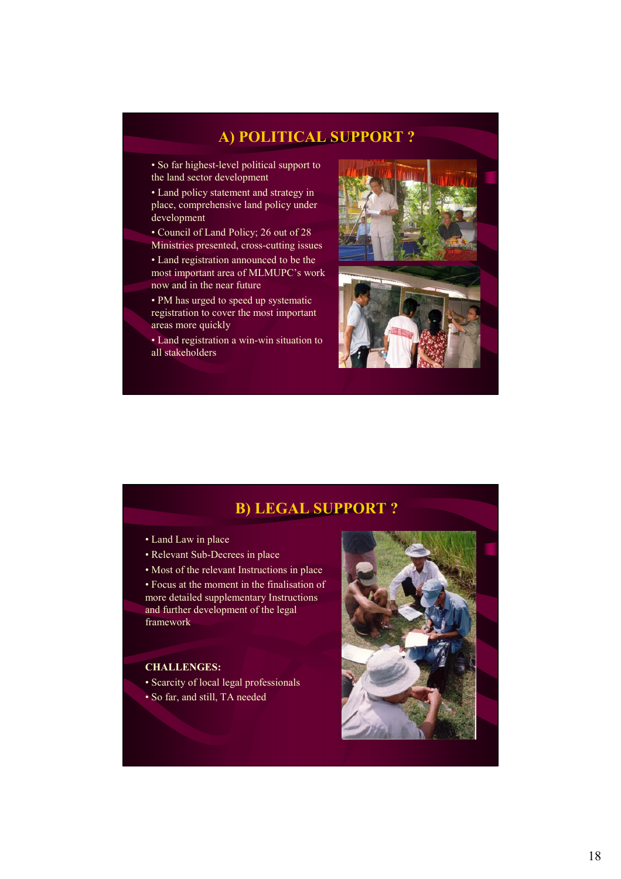## A) POLITICAL SUPPORT ?

- So far highest-level political support to the land sector development
- Land policy statement and strategy in place, comprehensive land policy under development
- Council of Land Policy; 26 out of 28 Ministries presented, cross-cutting issues
- Land registration announced to be the most important area of MLMUPC's work now and in the near future
- PM has urged to speed up systematic registration to cover the most important areas more quickly
- Land registration a win-win situation to all stakeholders

## B) LEGAL SUPPORT ?

- Land Law in place
- Relevant Sub-Decrees in place
- Most of the relevant Instructions in place
- Focus at the moment in the finalisation of more detailed supplementary Instructions and further development of the legal framework

**CHALLENGES:**

- Scarcity of local legal professionals
- So far, and still, TA needed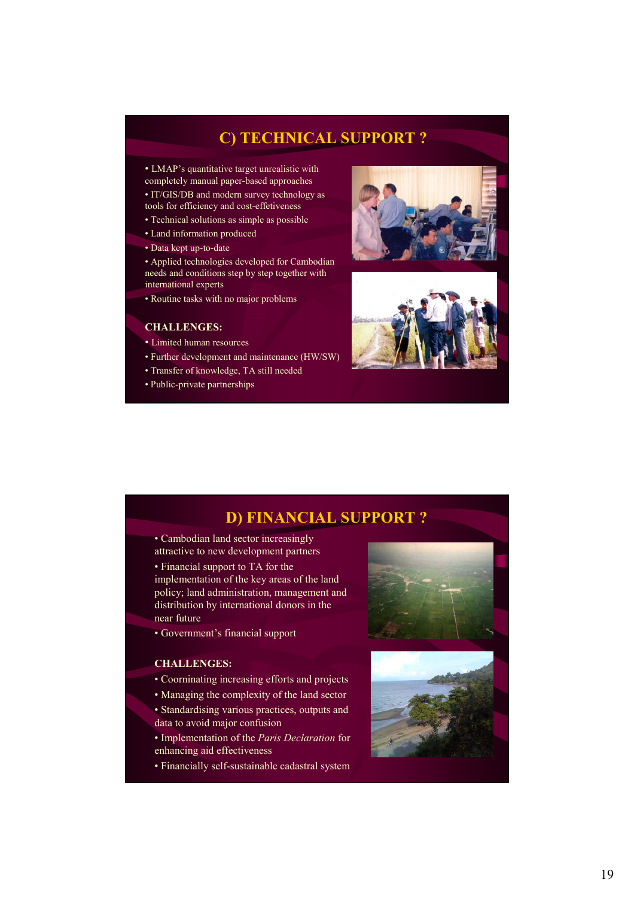## C) TECHNICAL SUPPORT ?

- LMAP's quantitative target unrealistic with completely manual paper-based approaches
- IT/GIS/DB and modern survey technology as tools for efficiency and cost-effetiveness
- Technical solutions as simple as possible
- Land information produced
- Data kept up-to-date
- Applied technologies developed for Cambodian needs and conditions step by step together with international experts
- Routine tasks with no major problems

**CHALLENGES:**

- Limited human resources
- Further development and maintenance (HW/SW)
- Transfer of knowledge, TA still needed
- Public-private partnerships

## D) FINANCIAL SUPPORT ?

- Cambodian land sector increasingly attractive to new development partners
- Financial support to TA for the implementation of the key areas of the land policy; land administration, management and distribution by international donors in the near future
- Government's financial support

**CHALLENGES:**

- Coorninating increasing efforts and projects
- Managing the complexity of the land sector
- Standardising various practices, outputs and data to avoid major confusion
- Implementation of the *Paris Declaration* for enhancing aid effectiveness
- Financially self-sustainable cadastral system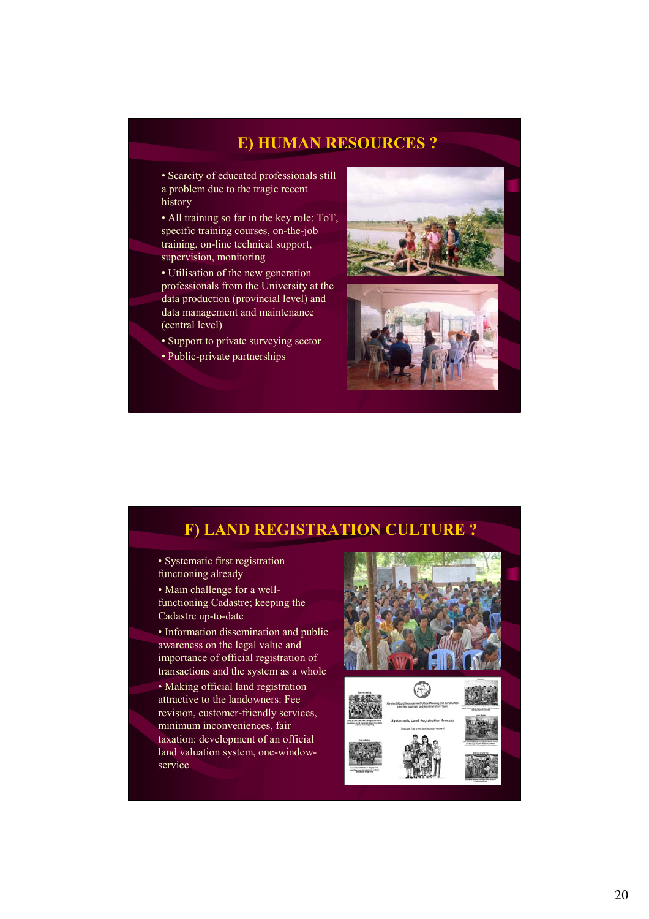## E) HUMAN RESOURCES ?

- Scarcity of educated professionals still a problem due to the tragic recent history
- All training so far in the key role: ToT, specific training courses, on-the-job training, on-line technical support, supervision, monitoring
- Utilisation of the new generation professionals from the University at the data production (provincial level) and data management and maintenance (central level)
- Support to private surveying sector
- Public-private partnerships

## F) LAND REGISTRATION CULTURE ?

- Systematic first registration functioning already
- Main challenge for a well-functioning Cadastre; keeping the Cadastre up-to-date
- Information dissemination and public awareness on the legal value and importance of official registration of transactions and the system as a whole
- Making official land registration attractive to the landowners: Fee revision, customer-friendly services, minimum inconveniences, fair taxation: development of an official land valuation system, one-window-service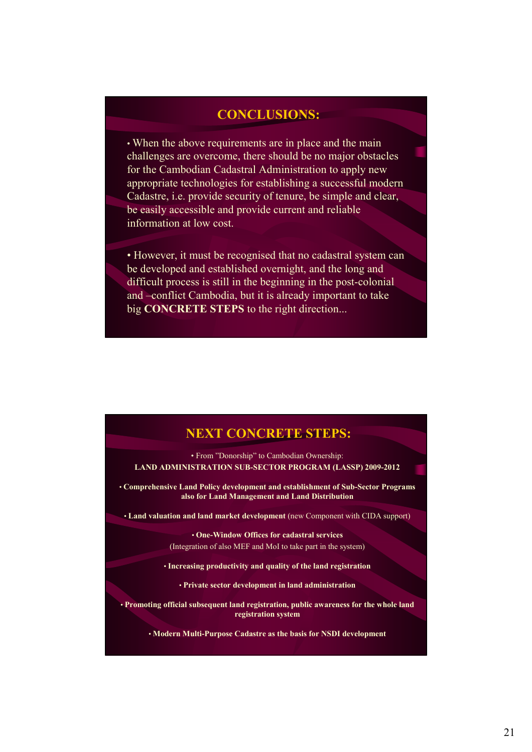## CONCLUSIONS:

• When the above requirements are in place and the main challenges are overcome, there should be no major obstacles for the Cambodian Cadastral Administration to apply new appropriate technologies for establishing a successful modern Cadastre, i.e. provide security of tenure, be simple and clear, be easily accessible and provide current and reliable information at low cost.

• However, it must be recognised that no cadastral system can be developed and established overnight, and the long and difficult process is still in the beginning in the post-colonial and –conflict Cambodia, but it is already important to take big **CONCRETE STEPS** to the right direction...

## NEXT CONCRETE STEPS:

• From "Donorship" to Cambodian Ownership:
**LAND ADMINISTRATION SUB-SECTOR PROGRAM (LASSP) 2009-2012**

• **Comprehensive Land Policy development and establishment of Sub-Sector Programs also for Land Management and Land Distribution**

• **Land valuation and land market development** (new Component with CIDA support)

• **One-Window Offices for cadastral services**
(Integration of also MEF and MoI to take part in the system)

• **Increasing productivity and quality of the land registration**

• **Private sector development in land administration**

• **Promoting official subsequent land registration, public awareness for the whole land registration system**

• **Modern Multi-Purpose Cadastre as the basis for NSDI development**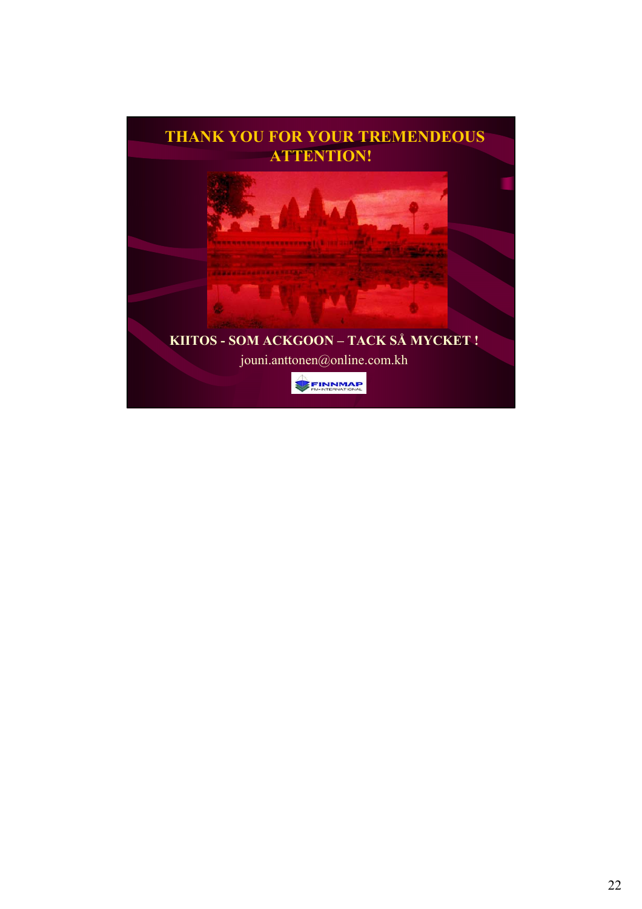**THANK YOU FOR YOUR TREMENDEOUS ATTENTION!**

**KIITOS - SOM ACKGOON – TACK SÅ MYCKET !**

jouni.anttonen@online.com.kh

FINNMAP FM-INTERNATIONAL